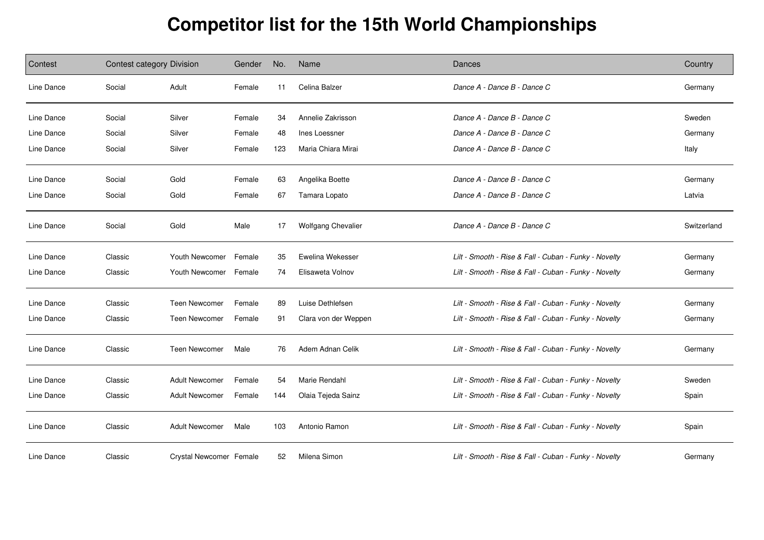# Competitor list for the 15th World Championships

| Contest | Contest category | Division | Gender | No. | Name | Dances | Country |
|---|---|---|---|---|---|---|---|
| Line Dance | Social | Adult | Female | 11 | Celina Balzer | *Dance A - Dance B - Dance C* | Germany |
| Line Dance | Social | Silver | Female | 34 | Annelie Zakrisson | *Dance A - Dance B - Dance C* | Sweden |
| Line Dance | Social | Silver | Female | 48 | Ines Loessner | *Dance A - Dance B - Dance C* | Germany |
| Line Dance | Social | Silver | Female | 123 | Maria Chiara Mirai | *Dance A - Dance B - Dance C* | Italy |
| Line Dance | Social | Gold | Female | 63 | Angelika Boette | *Dance A - Dance B - Dance C* | Germany |
| Line Dance | Social | Gold | Female | 67 | Tamara Lopato | *Dance A - Dance B - Dance C* | Latvia |
| Line Dance | Social | Gold | Male | 17 | Wolfgang Chevalier | *Dance A - Dance B - Dance C* | Switzerland |
| Line Dance | Classic | Youth Newcomer | Female | 35 | Ewelina Wekesser | *Lilt - Smooth - Rise & Fall - Cuban - Funky - Novelty* | Germany |
| Line Dance | Classic | Youth Newcomer | Female | 74 | Elisaweta Volnov | *Lilt - Smooth - Rise & Fall - Cuban - Funky - Novelty* | Germany |
| Line Dance | Classic | Teen Newcomer | Female | 89 | Luise Dethlefsen | *Lilt - Smooth - Rise & Fall - Cuban - Funky - Novelty* | Germany |
| Line Dance | Classic | Teen Newcomer | Female | 91 | Clara von der Weppen | *Lilt - Smooth - Rise & Fall - Cuban - Funky - Novelty* | Germany |
| Line Dance | Classic | Teen Newcomer | Male | 76 | Adem Adnan Celik | *Lilt - Smooth - Rise & Fall - Cuban - Funky - Novelty* | Germany |
| Line Dance | Classic | Adult Newcomer | Female | 54 | Marie Rendahl | *Lilt - Smooth - Rise & Fall - Cuban - Funky - Novelty* | Sweden |
| Line Dance | Classic | Adult Newcomer | Female | 144 | Olaia Tejeda Sainz | *Lilt - Smooth - Rise & Fall - Cuban - Funky - Novelty* | Spain |
| Line Dance | Classic | Adult Newcomer | Male | 103 | Antonio Ramon | *Lilt - Smooth - Rise & Fall - Cuban - Funky - Novelty* | Spain |
| Line Dance | Classic | Crystal Newcomer | Female | 52 | Milena Simon | *Lilt - Smooth - Rise & Fall - Cuban - Funky - Novelty* | Germany |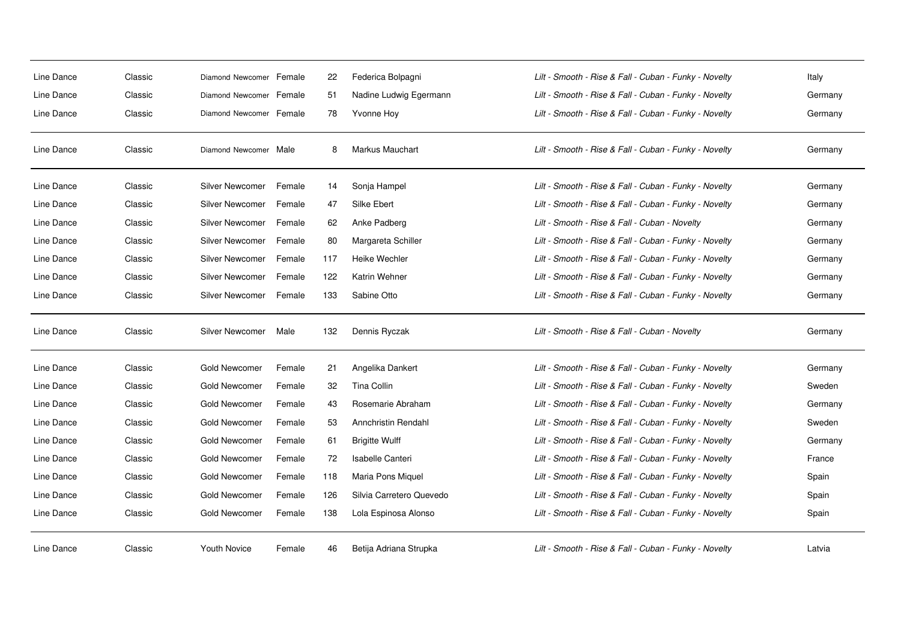| | | | | | | | |
|---|---|---|---|---|---|---|---|
| Line Dance | Classic | Diamond Newcomer | Female | 22 | Federica Bolpagni | *Lilt - Smooth - Rise & Fall - Cuban - Funky - Novelty* | Italy |
| Line Dance | Classic | Diamond Newcomer | Female | 51 | Nadine Ludwig Egermann | *Lilt - Smooth - Rise & Fall - Cuban - Funky - Novelty* | Germany |
| Line Dance | Classic | Diamond Newcomer | Female | 78 | Yvonne Hoy | *Lilt - Smooth - Rise & Fall - Cuban - Funky - Novelty* | Germany |
| Line Dance | Classic | Diamond Newcomer | Male | 8 | Markus Mauchart | *Lilt - Smooth - Rise & Fall - Cuban - Funky - Novelty* | Germany |
| Line Dance | Classic | Silver Newcomer | Female | 14 | Sonja Hampel | *Lilt - Smooth - Rise & Fall - Cuban - Funky - Novelty* | Germany |
| Line Dance | Classic | Silver Newcomer | Female | 47 | Silke Ebert | *Lilt - Smooth - Rise & Fall - Cuban - Funky - Novelty* | Germany |
| Line Dance | Classic | Silver Newcomer | Female | 62 | Anke Padberg | *Lilt - Smooth - Rise & Fall - Cuban - Novelty* | Germany |
| Line Dance | Classic | Silver Newcomer | Female | 80 | Margareta Schiller | *Lilt - Smooth - Rise & Fall - Cuban - Funky - Novelty* | Germany |
| Line Dance | Classic | Silver Newcomer | Female | 117 | Heike Wechler | *Lilt - Smooth - Rise & Fall - Cuban - Funky - Novelty* | Germany |
| Line Dance | Classic | Silver Newcomer | Female | 122 | Katrin Wehner | *Lilt - Smooth - Rise & Fall - Cuban - Funky - Novelty* | Germany |
| Line Dance | Classic | Silver Newcomer | Female | 133 | Sabine Otto | *Lilt - Smooth - Rise & Fall - Cuban - Funky - Novelty* | Germany |
| Line Dance | Classic | Silver Newcomer | Male | 132 | Dennis Ryczak | *Lilt - Smooth - Rise & Fall - Cuban - Novelty* | Germany |
| Line Dance | Classic | Gold Newcomer | Female | 21 | Angelika Dankert | *Lilt - Smooth - Rise & Fall - Cuban - Funky - Novelty* | Germany |
| Line Dance | Classic | Gold Newcomer | Female | 32 | Tina Collin | *Lilt - Smooth - Rise & Fall - Cuban - Funky - Novelty* | Sweden |
| Line Dance | Classic | Gold Newcomer | Female | 43 | Rosemarie Abraham | *Lilt - Smooth - Rise & Fall - Cuban - Funky - Novelty* | Germany |
| Line Dance | Classic | Gold Newcomer | Female | 53 | Annchristin Rendahl | *Lilt - Smooth - Rise & Fall - Cuban - Funky - Novelty* | Sweden |
| Line Dance | Classic | Gold Newcomer | Female | 61 | Brigitte Wulff | *Lilt - Smooth - Rise & Fall - Cuban - Funky - Novelty* | Germany |
| Line Dance | Classic | Gold Newcomer | Female | 72 | Isabelle Canteri | *Lilt - Smooth - Rise & Fall - Cuban - Funky - Novelty* | France |
| Line Dance | Classic | Gold Newcomer | Female | 118 | Maria Pons Miquel | *Lilt - Smooth - Rise & Fall - Cuban - Funky - Novelty* | Spain |
| Line Dance | Classic | Gold Newcomer | Female | 126 | Silvia Carretero Quevedo | *Lilt - Smooth - Rise & Fall - Cuban - Funky - Novelty* | Spain |
| Line Dance | Classic | Gold Newcomer | Female | 138 | Lola Espinosa Alonso | *Lilt - Smooth - Rise & Fall - Cuban - Funky - Novelty* | Spain |
| Line Dance | Classic | Youth Novice | Female | 46 | Betija Adriana Strupka | *Lilt - Smooth - Rise & Fall - Cuban - Funky - Novelty* | Latvia |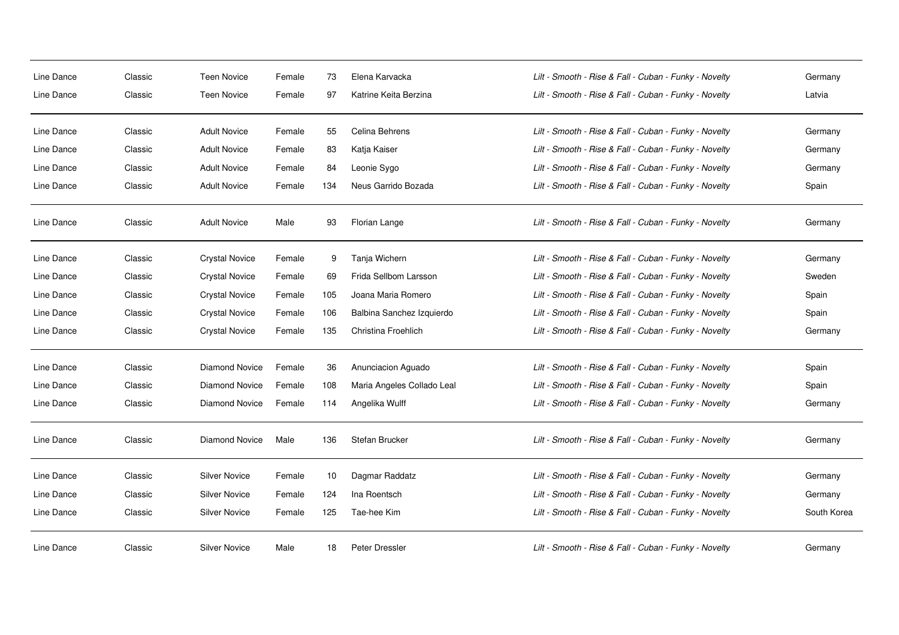| | | | | | | | |
|---|---|---|---|---|---|---|---|
| Line Dance | Classic | Teen Novice | Female | 73 | Elena Karvacka | *Lilt - Smooth - Rise & Fall - Cuban - Funky - Novelty* | Germany |
| Line Dance | Classic | Teen Novice | Female | 97 | Katrine Keita Berzina | *Lilt - Smooth - Rise & Fall - Cuban - Funky - Novelty* | Latvia |
| Line Dance | Classic | Adult Novice | Female | 55 | Celina Behrens | *Lilt - Smooth - Rise & Fall - Cuban - Funky - Novelty* | Germany |
| Line Dance | Classic | Adult Novice | Female | 83 | Katja Kaiser | *Lilt - Smooth - Rise & Fall - Cuban - Funky - Novelty* | Germany |
| Line Dance | Classic | Adult Novice | Female | 84 | Leonie Sygo | *Lilt - Smooth - Rise & Fall - Cuban - Funky - Novelty* | Germany |
| Line Dance | Classic | Adult Novice | Female | 134 | Neus Garrido Bozada | *Lilt - Smooth - Rise & Fall - Cuban - Funky - Novelty* | Spain |
| Line Dance | Classic | Adult Novice | Male | 93 | Florian Lange | *Lilt - Smooth - Rise & Fall - Cuban - Funky - Novelty* | Germany |
| Line Dance | Classic | Crystal Novice | Female | 9 | Tanja Wichern | *Lilt - Smooth - Rise & Fall - Cuban - Funky - Novelty* | Germany |
| Line Dance | Classic | Crystal Novice | Female | 69 | Frida Sellbom Larsson | *Lilt - Smooth - Rise & Fall - Cuban - Funky - Novelty* | Sweden |
| Line Dance | Classic | Crystal Novice | Female | 105 | Joana Maria Romero | *Lilt - Smooth - Rise & Fall - Cuban - Funky - Novelty* | Spain |
| Line Dance | Classic | Crystal Novice | Female | 106 | Balbina Sanchez Izquierdo | *Lilt - Smooth - Rise & Fall - Cuban - Funky - Novelty* | Spain |
| Line Dance | Classic | Crystal Novice | Female | 135 | Christina Froehlich | *Lilt - Smooth - Rise & Fall - Cuban - Funky - Novelty* | Germany |
| Line Dance | Classic | Diamond Novice | Female | 36 | Anunciacion Aguado | *Lilt - Smooth - Rise & Fall - Cuban - Funky - Novelty* | Spain |
| Line Dance | Classic | Diamond Novice | Female | 108 | Maria Angeles Collado Leal | *Lilt - Smooth - Rise & Fall - Cuban - Funky - Novelty* | Spain |
| Line Dance | Classic | Diamond Novice | Female | 114 | Angelika Wulff | *Lilt - Smooth - Rise & Fall - Cuban - Funky - Novelty* | Germany |
| Line Dance | Classic | Diamond Novice | Male | 136 | Stefan Brucker | *Lilt - Smooth - Rise & Fall - Cuban - Funky - Novelty* | Germany |
| Line Dance | Classic | Silver Novice | Female | 10 | Dagmar Raddatz | *Lilt - Smooth - Rise & Fall - Cuban - Funky - Novelty* | Germany |
| Line Dance | Classic | Silver Novice | Female | 124 | Ina Roentsch | *Lilt - Smooth - Rise & Fall - Cuban - Funky - Novelty* | Germany |
| Line Dance | Classic | Silver Novice | Female | 125 | Tae-hee Kim | *Lilt - Smooth - Rise & Fall - Cuban - Funky - Novelty* | South Korea |
| Line Dance | Classic | Silver Novice | Male | 18 | Peter Dressler | *Lilt - Smooth - Rise & Fall - Cuban - Funky - Novelty* | Germany |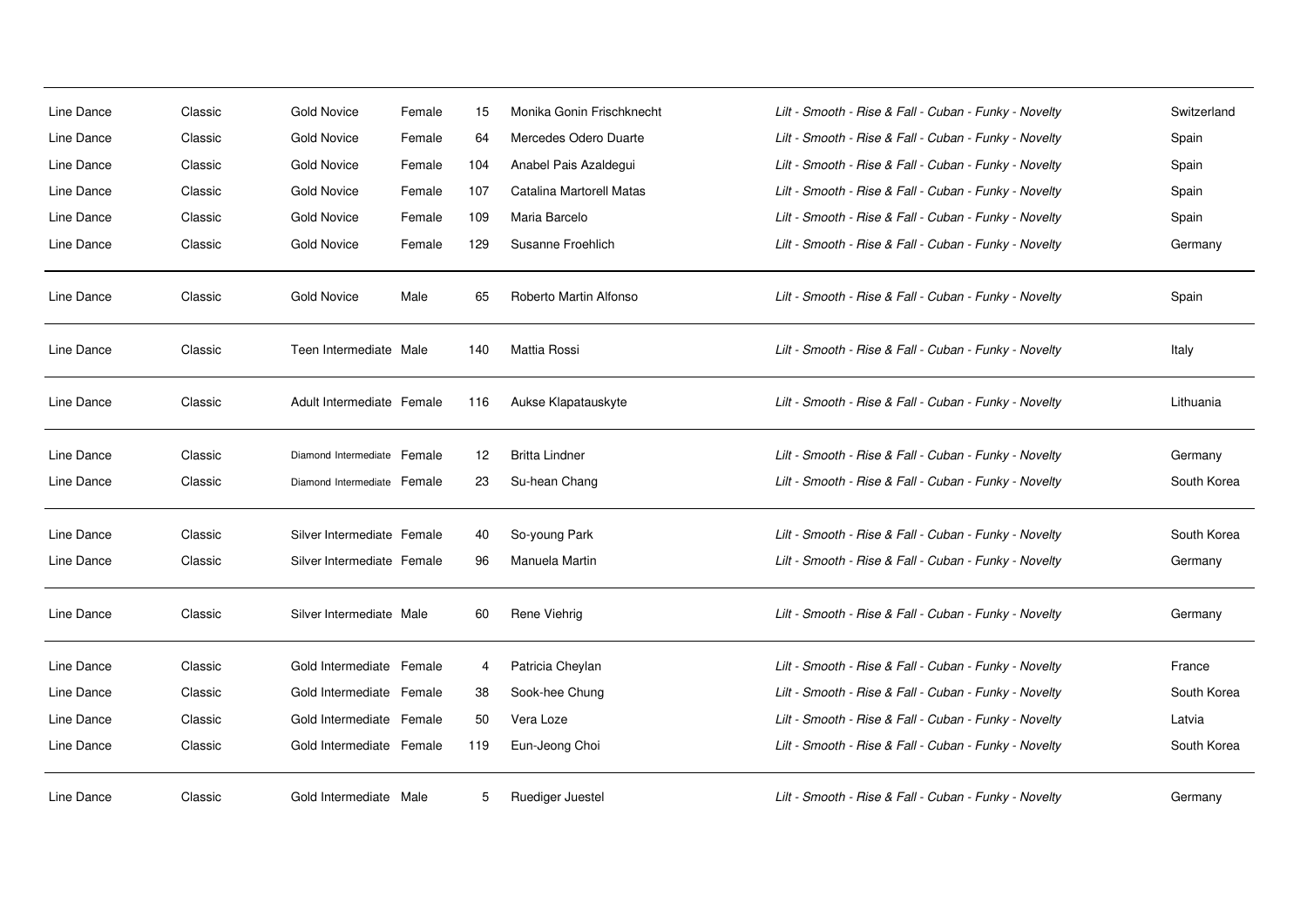| | | | | | | | |
|---|---|---|---|---|---|---|---|
| Line Dance | Classic | Gold Novice | Female | 15 | Monika Gonin Frischknecht | *Lilt - Smooth - Rise & Fall - Cuban - Funky - Novelty* | Switzerland |
| Line Dance | Classic | Gold Novice | Female | 64 | Mercedes Odero Duarte | *Lilt - Smooth - Rise & Fall - Cuban - Funky - Novelty* | Spain |
| Line Dance | Classic | Gold Novice | Female | 104 | Anabel Pais Azaldegui | *Lilt - Smooth - Rise & Fall - Cuban - Funky - Novelty* | Spain |
| Line Dance | Classic | Gold Novice | Female | 107 | Catalina Martorell Matas | *Lilt - Smooth - Rise & Fall - Cuban - Funky - Novelty* | Spain |
| Line Dance | Classic | Gold Novice | Female | 109 | Maria Barcelo | *Lilt - Smooth - Rise & Fall - Cuban - Funky - Novelty* | Spain |
| Line Dance | Classic | Gold Novice | Female | 129 | Susanne Froehlich | *Lilt - Smooth - Rise & Fall - Cuban - Funky - Novelty* | Germany |
| Line Dance | Classic | Gold Novice | Male | 65 | Roberto Martin Alfonso | *Lilt - Smooth - Rise & Fall - Cuban - Funky - Novelty* | Spain |
| Line Dance | Classic | Teen Intermediate | Male | 140 | Mattia Rossi | *Lilt - Smooth - Rise & Fall - Cuban - Funky - Novelty* | Italy |
| Line Dance | Classic | Adult Intermediate | Female | 116 | Aukse Klapatauskyte | *Lilt - Smooth - Rise & Fall - Cuban - Funky - Novelty* | Lithuania |
| Line Dance | Classic | Diamond Intermediate | Female | 12 | Britta Lindner | *Lilt - Smooth - Rise & Fall - Cuban - Funky - Novelty* | Germany |
| Line Dance | Classic | Diamond Intermediate | Female | 23 | Su-hean Chang | *Lilt - Smooth - Rise & Fall - Cuban - Funky - Novelty* | South Korea |
| Line Dance | Classic | Silver Intermediate | Female | 40 | So-young Park | *Lilt - Smooth - Rise & Fall - Cuban - Funky - Novelty* | South Korea |
| Line Dance | Classic | Silver Intermediate | Female | 96 | Manuela Martin | *Lilt - Smooth - Rise & Fall - Cuban - Funky - Novelty* | Germany |
| Line Dance | Classic | Silver Intermediate | Male | 60 | Rene Viehrig | *Lilt - Smooth - Rise & Fall - Cuban - Funky - Novelty* | Germany |
| Line Dance | Classic | Gold Intermediate | Female | 4 | Patricia Cheylan | *Lilt - Smooth - Rise & Fall - Cuban - Funky - Novelty* | France |
| Line Dance | Classic | Gold Intermediate | Female | 38 | Sook-hee Chung | *Lilt - Smooth - Rise & Fall - Cuban - Funky - Novelty* | South Korea |
| Line Dance | Classic | Gold Intermediate | Female | 50 | Vera Loze | *Lilt - Smooth - Rise & Fall - Cuban - Funky - Novelty* | Latvia |
| Line Dance | Classic | Gold Intermediate | Female | 119 | Eun-Jeong Choi | *Lilt - Smooth - Rise & Fall - Cuban - Funky - Novelty* | South Korea |
| Line Dance | Classic | Gold Intermediate | Male | 5 | Ruediger Juestel | *Lilt - Smooth - Rise & Fall - Cuban - Funky - Novelty* | Germany |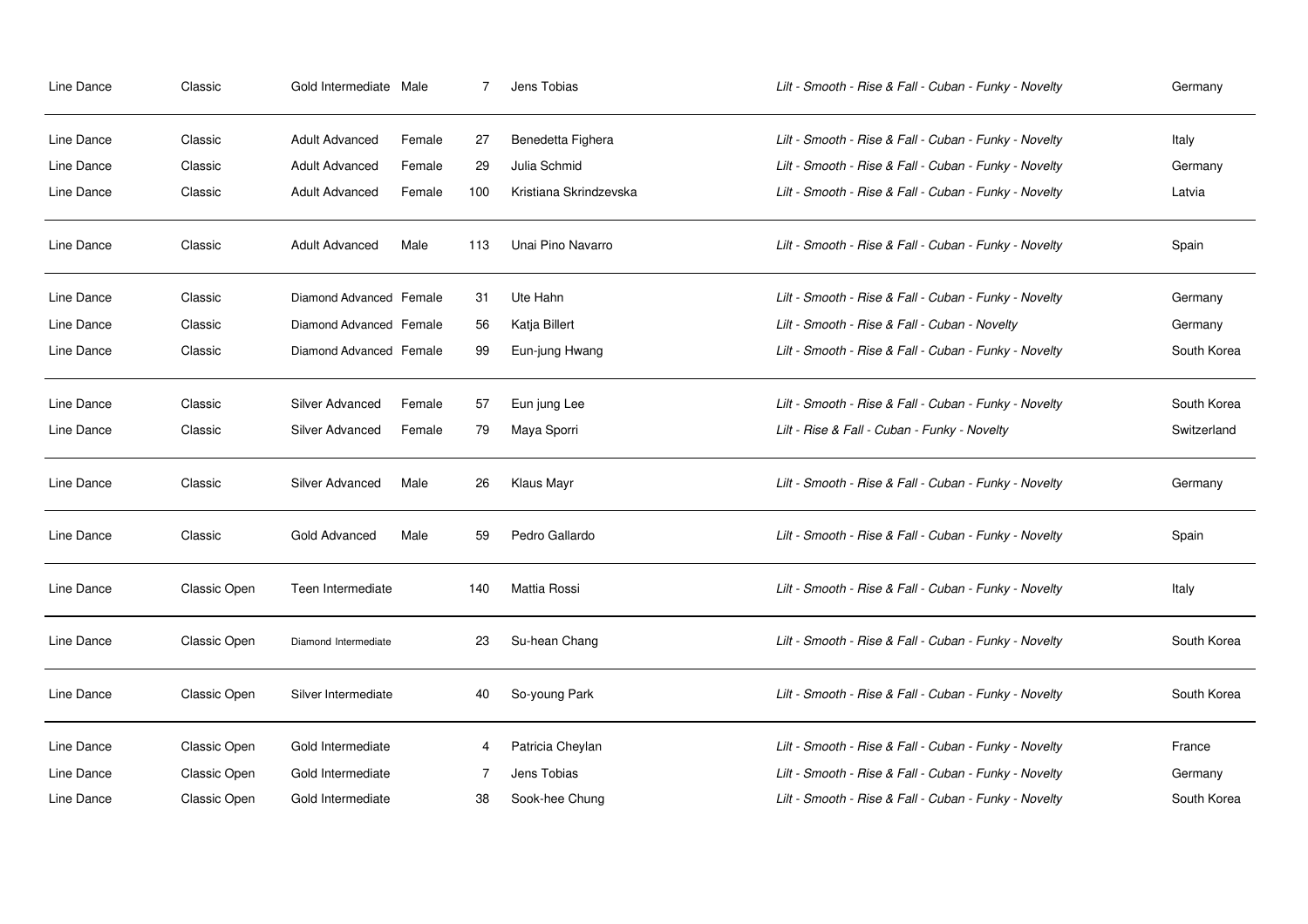| | | | | | | | |
|---|---|---|---|---|---|---|---|
| Line Dance | Classic | Gold Intermediate | Male | 7 | Jens Tobias | *Lilt - Smooth - Rise & Fall - Cuban - Funky - Novelty* | Germany |
| Line Dance | Classic | Adult Advanced | Female | 27 | Benedetta Fighera | *Lilt - Smooth - Rise & Fall - Cuban - Funky - Novelty* | Italy |
| Line Dance | Classic | Adult Advanced | Female | 29 | Julia Schmid | *Lilt - Smooth - Rise & Fall - Cuban - Funky - Novelty* | Germany |
| Line Dance | Classic | Adult Advanced | Female | 100 | Kristiana Skrindzevska | *Lilt - Smooth - Rise & Fall - Cuban - Funky - Novelty* | Latvia |
| Line Dance | Classic | Adult Advanced | Male | 113 | Unai Pino Navarro | *Lilt - Smooth - Rise & Fall - Cuban - Funky - Novelty* | Spain |
| Line Dance | Classic | Diamond Advanced | Female | 31 | Ute Hahn | *Lilt - Smooth - Rise & Fall - Cuban - Funky - Novelty* | Germany |
| Line Dance | Classic | Diamond Advanced | Female | 56 | Katja Billert | *Lilt - Smooth - Rise & Fall - Cuban - Novelty* | Germany |
| Line Dance | Classic | Diamond Advanced | Female | 99 | Eun-jung Hwang | *Lilt - Smooth - Rise & Fall - Cuban - Funky - Novelty* | South Korea |
| Line Dance | Classic | Silver Advanced | Female | 57 | Eun jung Lee | *Lilt - Smooth - Rise & Fall - Cuban - Funky - Novelty* | South Korea |
| Line Dance | Classic | Silver Advanced | Female | 79 | Maya Sporri | *Lilt - Rise & Fall - Cuban - Funky - Novelty* | Switzerland |
| Line Dance | Classic | Silver Advanced | Male | 26 | Klaus Mayr | *Lilt - Smooth - Rise & Fall - Cuban - Funky - Novelty* | Germany |
| Line Dance | Classic | Gold Advanced | Male | 59 | Pedro Gallardo | *Lilt - Smooth - Rise & Fall - Cuban - Funky - Novelty* | Spain |
| Line Dance | Classic Open | Teen Intermediate | | 140 | Mattia Rossi | *Lilt - Smooth - Rise & Fall - Cuban - Funky - Novelty* | Italy |
| Line Dance | Classic Open | Diamond Intermediate | | 23 | Su-hean Chang | *Lilt - Smooth - Rise & Fall - Cuban - Funky - Novelty* | South Korea |
| Line Dance | Classic Open | Silver Intermediate | | 40 | So-young Park | *Lilt - Smooth - Rise & Fall - Cuban - Funky - Novelty* | South Korea |
| Line Dance | Classic Open | Gold Intermediate | | 4 | Patricia Cheylan | *Lilt - Smooth - Rise & Fall - Cuban - Funky - Novelty* | France |
| Line Dance | Classic Open | Gold Intermediate | | 7 | Jens Tobias | *Lilt - Smooth - Rise & Fall - Cuban - Funky - Novelty* | Germany |
| Line Dance | Classic Open | Gold Intermediate | | 38 | Sook-hee Chung | *Lilt - Smooth - Rise & Fall - Cuban - Funky - Novelty* | South Korea |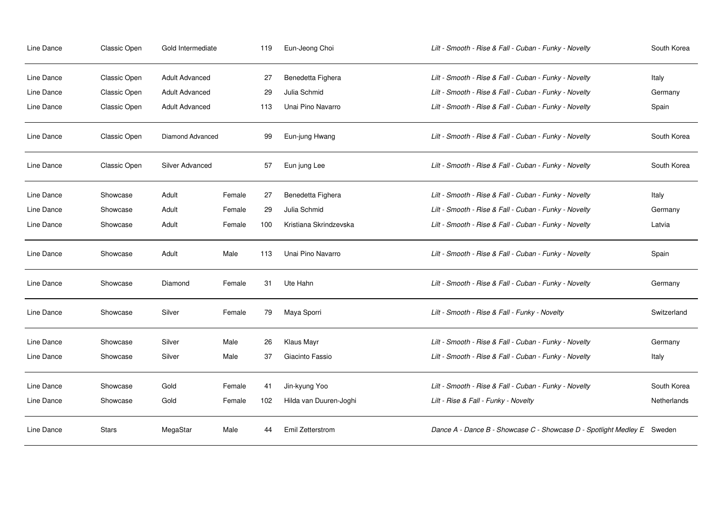| | | | | | | | |
|---|---|---|---|---|---|---|---|
| Line Dance | Classic Open | Gold Intermediate | | 119 | Eun-Jeong Choi | *Lilt - Smooth - Rise & Fall - Cuban - Funky - Novelty* | South Korea |
| Line Dance | Classic Open | Adult Advanced | | 27 | Benedetta Fighera | *Lilt - Smooth - Rise & Fall - Cuban - Funky - Novelty* | Italy |
| Line Dance | Classic Open | Adult Advanced | | 29 | Julia Schmid | *Lilt - Smooth - Rise & Fall - Cuban - Funky - Novelty* | Germany |
| Line Dance | Classic Open | Adult Advanced | | 113 | Unai Pino Navarro | *Lilt - Smooth - Rise & Fall - Cuban - Funky - Novelty* | Spain |
| Line Dance | Classic Open | Diamond Advanced | | 99 | Eun-jung Hwang | *Lilt - Smooth - Rise & Fall - Cuban - Funky - Novelty* | South Korea |
| Line Dance | Classic Open | Silver Advanced | | 57 | Eun jung Lee | *Lilt - Smooth - Rise & Fall - Cuban - Funky - Novelty* | South Korea |
| Line Dance | Showcase | Adult | Female | 27 | Benedetta Fighera | *Lilt - Smooth - Rise & Fall - Cuban - Funky - Novelty* | Italy |
| Line Dance | Showcase | Adult | Female | 29 | Julia Schmid | *Lilt - Smooth - Rise & Fall - Cuban - Funky - Novelty* | Germany |
| Line Dance | Showcase | Adult | Female | 100 | Kristiana Skrindzevska | *Lilt - Smooth - Rise & Fall - Cuban - Funky - Novelty* | Latvia |
| Line Dance | Showcase | Adult | Male | 113 | Unai Pino Navarro | *Lilt - Smooth - Rise & Fall - Cuban - Funky - Novelty* | Spain |
| Line Dance | Showcase | Diamond | Female | 31 | Ute Hahn | *Lilt - Smooth - Rise & Fall - Cuban - Funky - Novelty* | Germany |
| Line Dance | Showcase | Silver | Female | 79 | Maya Sporri | *Lilt - Smooth - Rise & Fall - Funky - Novelty* | Switzerland |
| Line Dance | Showcase | Silver | Male | 26 | Klaus Mayr | *Lilt - Smooth - Rise & Fall - Cuban - Funky - Novelty* | Germany |
| Line Dance | Showcase | Silver | Male | 37 | Giacinto Fassio | *Lilt - Smooth - Rise & Fall - Cuban - Funky - Novelty* | Italy |
| Line Dance | Showcase | Gold | Female | 41 | Jin-kyung Yoo | *Lilt - Smooth - Rise & Fall - Cuban - Funky - Novelty* | South Korea |
| Line Dance | Showcase | Gold | Female | 102 | Hilda van Duuren-Joghi | *Lilt - Rise & Fall - Funky - Novelty* | Netherlands |
| Line Dance | Stars | MegaStar | Male | 44 | Emil Zetterstrom | *Dance A - Dance B - Showcase C - Showcase D - Spotlight Medley E* | Sweden |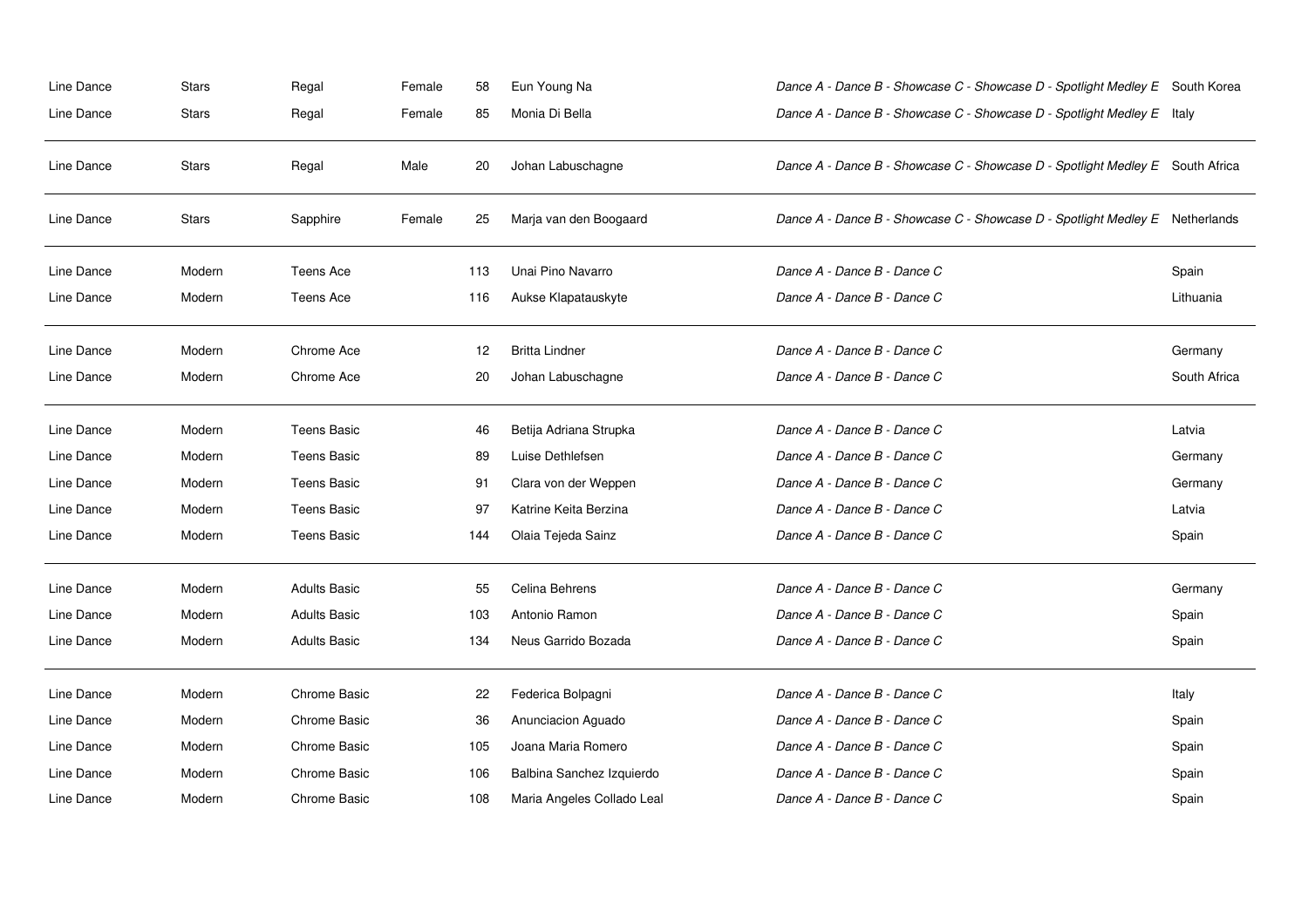| | | | | | | | |
|---|---|---|---|---|---|---|---|
| Line Dance | Stars | Regal | Female | 58 | Eun Young Na | *Dance A - Dance B - Showcase C - Showcase D - Spotlight Medley E* | South Korea |
| Line Dance | Stars | Regal | Female | 85 | Monia Di Bella | *Dance A - Dance B - Showcase C - Showcase D - Spotlight Medley E* | Italy |
| Line Dance | Stars | Regal | Male | 20 | Johan Labuschagne | *Dance A - Dance B - Showcase C - Showcase D - Spotlight Medley E* | South Africa |
| Line Dance | Stars | Sapphire | Female | 25 | Marja van den Boogaard | *Dance A - Dance B - Showcase C - Showcase D - Spotlight Medley E* | Netherlands |
| Line Dance | Modern | Teens Ace | | 113 | Unai Pino Navarro | *Dance A - Dance B - Dance C* | Spain |
| Line Dance | Modern | Teens Ace | | 116 | Aukse Klapatauskyte | *Dance A - Dance B - Dance C* | Lithuania |
| Line Dance | Modern | Chrome Ace | | 12 | Britta Lindner | *Dance A - Dance B - Dance C* | Germany |
| Line Dance | Modern | Chrome Ace | | 20 | Johan Labuschagne | *Dance A - Dance B - Dance C* | South Africa |
| Line Dance | Modern | Teens Basic | | 46 | Betija Adriana Strupka | *Dance A - Dance B - Dance C* | Latvia |
| Line Dance | Modern | Teens Basic | | 89 | Luise Dethlefsen | *Dance A - Dance B - Dance C* | Germany |
| Line Dance | Modern | Teens Basic | | 91 | Clara von der Weppen | *Dance A - Dance B - Dance C* | Germany |
| Line Dance | Modern | Teens Basic | | 97 | Katrine Keita Berzina | *Dance A - Dance B - Dance C* | Latvia |
| Line Dance | Modern | Teens Basic | | 144 | Olaia Tejeda Sainz | *Dance A - Dance B - Dance C* | Spain |
| Line Dance | Modern | Adults Basic | | 55 | Celina Behrens | *Dance A - Dance B - Dance C* | Germany |
| Line Dance | Modern | Adults Basic | | 103 | Antonio Ramon | *Dance A - Dance B - Dance C* | Spain |
| Line Dance | Modern | Adults Basic | | 134 | Neus Garrido Bozada | *Dance A - Dance B - Dance C* | Spain |
| Line Dance | Modern | Chrome Basic | | 22 | Federica Bolpagni | *Dance A - Dance B - Dance C* | Italy |
| Line Dance | Modern | Chrome Basic | | 36 | Anunciacion Aguado | *Dance A - Dance B - Dance C* | Spain |
| Line Dance | Modern | Chrome Basic | | 105 | Joana Maria Romero | *Dance A - Dance B - Dance C* | Spain |
| Line Dance | Modern | Chrome Basic | | 106 | Balbina Sanchez Izquierdo | *Dance A - Dance B - Dance C* | Spain |
| Line Dance | Modern | Chrome Basic | | 108 | Maria Angeles Collado Leal | *Dance A - Dance B - Dance C* | Spain |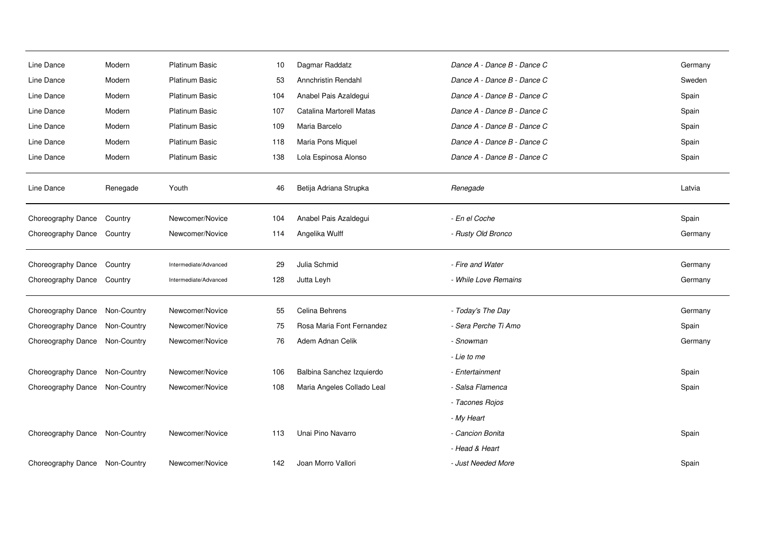| | | | | | | |
|---|---|---|---|---|---|---|
| Line Dance | Modern | Platinum Basic | 10 | Dagmar Raddatz | *Dance A - Dance B - Dance C* | Germany |
| Line Dance | Modern | Platinum Basic | 53 | Annchristin Rendahl | *Dance A - Dance B - Dance C* | Sweden |
| Line Dance | Modern | Platinum Basic | 104 | Anabel Pais Azaldegui | *Dance A - Dance B - Dance C* | Spain |
| Line Dance | Modern | Platinum Basic | 107 | Catalina Martorell Matas | *Dance A - Dance B - Dance C* | Spain |
| Line Dance | Modern | Platinum Basic | 109 | Maria Barcelo | *Dance A - Dance B - Dance C* | Spain |
| Line Dance | Modern | Platinum Basic | 118 | Maria Pons Miquel | *Dance A - Dance B - Dance C* | Spain |
| Line Dance | Modern | Platinum Basic | 138 | Lola Espinosa Alonso | *Dance A - Dance B - Dance C* | Spain |
| Line Dance | Renegade | Youth | 46 | Betija Adriana Strupka | *Renegade* | Latvia |
| Choreography Dance | Country | Newcomer/Novice | 104 | Anabel Pais Azaldegui | *- En el Coche* | Spain |
| Choreography Dance | Country | Newcomer/Novice | 114 | Angelika Wulff | *- Rusty Old Bronco* | Germany |
| Choreography Dance | Country | Intermediate/Advanced | 29 | Julia Schmid | *- Fire and Water* | Germany |
| Choreography Dance | Country | Intermediate/Advanced | 128 | Jutta Leyh | *- While Love Remains* | Germany |
| Choreography Dance | Non-Country | Newcomer/Novice | 55 | Celina Behrens | *- Today's The Day* | Germany |
| Choreography Dance | Non-Country | Newcomer/Novice | 75 | Rosa Maria Font Fernandez | *- Sera Perche Ti Amo* | Spain |
| Choreography Dance | Non-Country | Newcomer/Novice | 76 | Adem Adnan Celik | *- Snowman* | Germany |
| | | | | | *- Lie to me* | |
| Choreography Dance | Non-Country | Newcomer/Novice | 106 | Balbina Sanchez Izquierdo | *- Entertainment* | Spain |
| Choreography Dance | Non-Country | Newcomer/Novice | 108 | Maria Angeles Collado Leal | *- Salsa Flamenca* | Spain |
| | | | | | *- Tacones Rojos* | |
| | | | | | *- My Heart* | |
| Choreography Dance | Non-Country | Newcomer/Novice | 113 | Unai Pino Navarro | *- Cancion Bonita* | Spain |
| | | | | | *- Head & Heart* | |
| Choreography Dance | Non-Country | Newcomer/Novice | 142 | Joan Morro Vallori | *- Just Needed More* | Spain |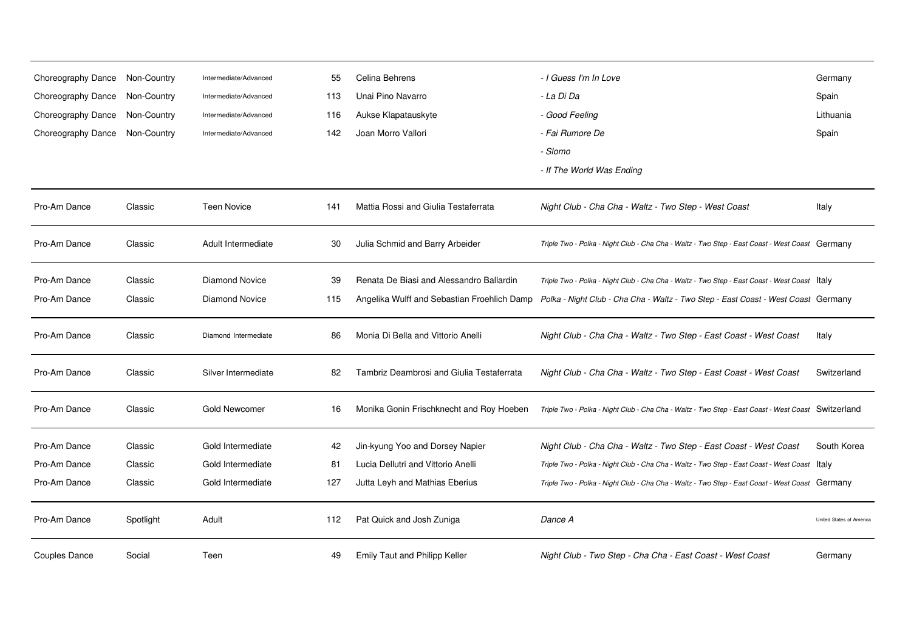| | | | | | | |
|---|---|---|---|---|---|---|
| Choreography Dance | Non-Country | Intermediate/Advanced | 55 | Celina Behrens | *- I Guess I'm In Love* | Germany |
| Choreography Dance | Non-Country | Intermediate/Advanced | 113 | Unai Pino Navarro | *- La Di Da* | Spain |
| Choreography Dance | Non-Country | Intermediate/Advanced | 116 | Aukse Klapatauskyte | *- Good Feeling* | Lithuania |
| Choreography Dance | Non-Country | Intermediate/Advanced | 142 | Joan Morro Vallori | *- Fai Rumore De* | Spain |
| | | | | | *- Slomo* | |
| | | | | | *- If The World Was Ending* | |
| Pro-Am Dance | Classic | Teen Novice | 141 | Mattia Rossi and Giulia Testaferrata | *Night Club - Cha Cha - Waltz - Two Step - West Coast* | Italy |
| Pro-Am Dance | Classic | Adult Intermediate | 30 | Julia Schmid and Barry Arbeider | *Triple Two - Polka - Night Club - Cha Cha - Waltz - Two Step - East Coast - West Coast* | Germany |
| Pro-Am Dance | Classic | Diamond Novice | 39 | Renata De Biasi and Alessandro Ballardin | *Triple Two - Polka - Night Club - Cha Cha - Waltz - Two Step - East Coast - West Coast* | Italy |
| Pro-Am Dance | Classic | Diamond Novice | 115 | Angelika Wulff and Sebastian Froehlich Damp | *Polka - Night Club - Cha Cha - Waltz - Two Step - East Coast - West Coast* | Germany |
| Pro-Am Dance | Classic | Diamond Intermediate | 86 | Monia Di Bella and Vittorio Anelli | *Night Club - Cha Cha - Waltz - Two Step - East Coast - West Coast* | Italy |
| Pro-Am Dance | Classic | Silver Intermediate | 82 | Tambriz Deambrosi and Giulia Testaferrata | *Night Club - Cha Cha - Waltz - Two Step - East Coast - West Coast* | Switzerland |
| Pro-Am Dance | Classic | Gold Newcomer | 16 | Monika Gonin Frischknecht and Roy Hoeben | *Triple Two - Polka - Night Club - Cha Cha - Waltz - Two Step - East Coast - West Coast* | Switzerland |
| Pro-Am Dance | Classic | Gold Intermediate | 42 | Jin-kyung Yoo and Dorsey Napier | *Night Club - Cha Cha - Waltz - Two Step - East Coast - West Coast* | South Korea |
| Pro-Am Dance | Classic | Gold Intermediate | 81 | Lucia Dellutri and Vittorio Anelli | *Triple Two - Polka - Night Club - Cha Cha - Waltz - Two Step - East Coast - West Coast* | Italy |
| Pro-Am Dance | Classic | Gold Intermediate | 127 | Jutta Leyh and Mathias Eberius | *Triple Two - Polka - Night Club - Cha Cha - Waltz - Two Step - East Coast - West Coast* | Germany |
| Pro-Am Dance | Spotlight | Adult | 112 | Pat Quick and Josh Zuniga | *Dance A* | United States of America |
| Couples Dance | Social | Teen | 49 | Emily Taut and Philipp Keller | *Night Club - Two Step - Cha Cha - East Coast - West Coast* | Germany |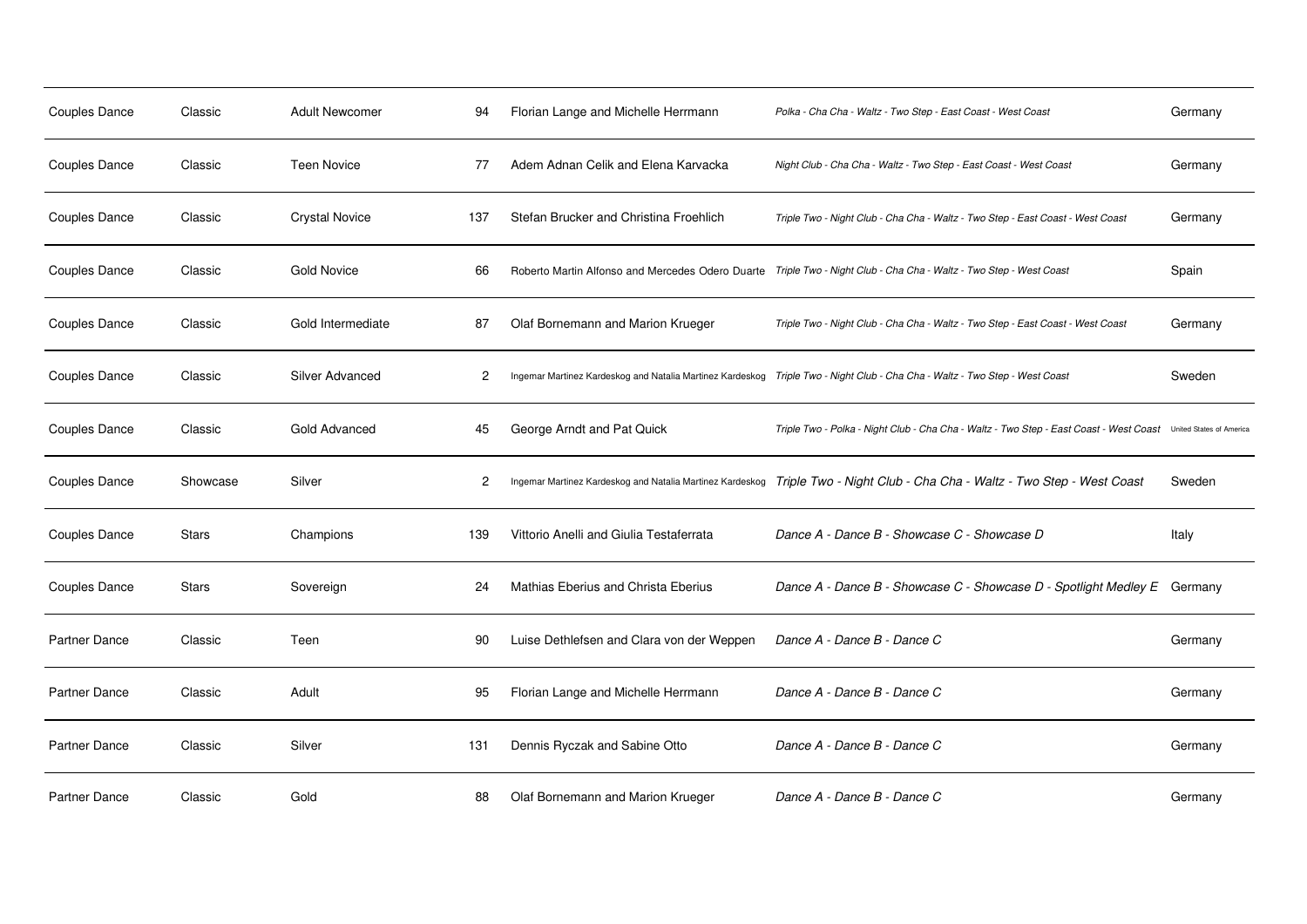| | | | | | | |
|---|---|---|---|---|---|---|
| Couples Dance | Classic | Adult Newcomer | 94 | Florian Lange and Michelle Herrmann | *Polka - Cha Cha - Waltz - Two Step - East Coast - West Coast* | Germany |
| Couples Dance | Classic | Teen Novice | 77 | Adem Adnan Celik and Elena Karvacka | *Night Club - Cha Cha - Waltz - Two Step - East Coast - West Coast* | Germany |
| Couples Dance | Classic | Crystal Novice | 137 | Stefan Brucker and Christina Froehlich | *Triple Two - Night Club - Cha Cha - Waltz - Two Step - East Coast - West Coast* | Germany |
| Couples Dance | Classic | Gold Novice | 66 | Roberto Martin Alfonso and Mercedes Odero Duarte | *Triple Two - Night Club - Cha Cha - Waltz - Two Step - West Coast* | Spain |
| Couples Dance | Classic | Gold Intermediate | 87 | Olaf Bornemann and Marion Krueger | *Triple Two - Night Club - Cha Cha - Waltz - Two Step - East Coast - West Coast* | Germany |
| Couples Dance | Classic | Silver Advanced | 2 | Ingemar Martinez Kardeskog and Natalia Martinez Kardeskog | *Triple Two - Night Club - Cha Cha - Waltz - Two Step - West Coast* | Sweden |
| Couples Dance | Classic | Gold Advanced | 45 | George Arndt and Pat Quick | *Triple Two - Polka - Night Club - Cha Cha - Waltz - Two Step - East Coast - West Coast* | United States of America |
| Couples Dance | Showcase | Silver | 2 | Ingemar Martinez Kardeskog and Natalia Martinez Kardeskog | *Triple Two - Night Club - Cha Cha - Waltz - Two Step - West Coast* | Sweden |
| Couples Dance | Stars | Champions | 139 | Vittorio Anelli and Giulia Testaferrata | *Dance A - Dance B - Showcase C - Showcase D* | Italy |
| Couples Dance | Stars | Sovereign | 24 | Mathias Eberius and Christa Eberius | *Dance A - Dance B - Showcase C - Showcase D - Spotlight Medley E* | Germany |
| Partner Dance | Classic | Teen | 90 | Luise Dethlefsen and Clara von der Weppen | *Dance A - Dance B - Dance C* | Germany |
| Partner Dance | Classic | Adult | 95 | Florian Lange and Michelle Herrmann | *Dance A - Dance B - Dance C* | Germany |
| Partner Dance | Classic | Silver | 131 | Dennis Ryczak and Sabine Otto | *Dance A - Dance B - Dance C* | Germany |
| Partner Dance | Classic | Gold | 88 | Olaf Bornemann and Marion Krueger | *Dance A - Dance B - Dance C* | Germany |